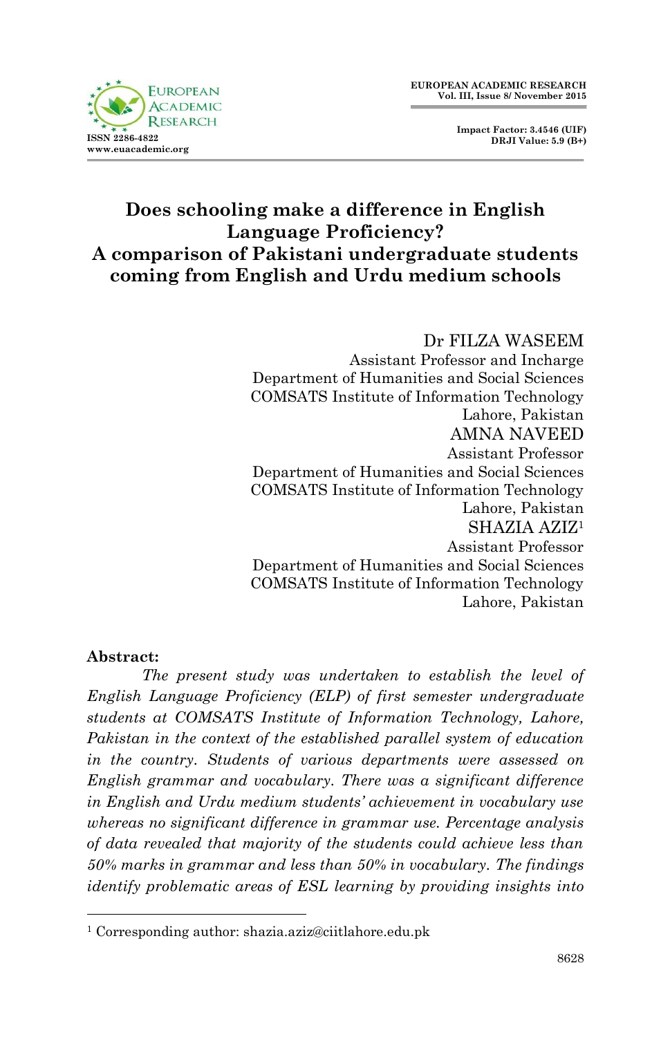# Does schooling make a difference in English Language Proficiency? A comparison of Pakistani undergraduate students coming from English and Urdu medium schools

Dr FILZA WASEEM
Assistant Professor and Incharge
Department of Humanities and Social Sciences
COMSATS Institute of Information Technology
Lahore, Pakistan

AMNA NAVEED
Assistant Professor
Department of Humanities and Social Sciences
COMSATS Institute of Information Technology
Lahore, Pakistan

SHAZIA AZIZ[1]
Assistant Professor
Department of Humanities and Social Sciences
COMSATS Institute of Information Technology
Lahore, Pakistan

**Abstract:**

*The present study was undertaken to establish the level of English Language Proficiency (ELP) of first semester undergraduate students at COMSATS Institute of Information Technology, Lahore, Pakistan in the context of the established parallel system of education in the country. Students of various departments were assessed on English grammar and vocabulary. There was a significant difference in English and Urdu medium students' achievement in vocabulary use whereas no significant difference in grammar use. Percentage analysis of data revealed that majority of the students could achieve less than 50% marks in grammar and less than 50% in vocabulary. The findings identify problematic areas of ESL learning by providing insights into*

[1] Corresponding author: shazia.aziz@ciitlahore.edu.pk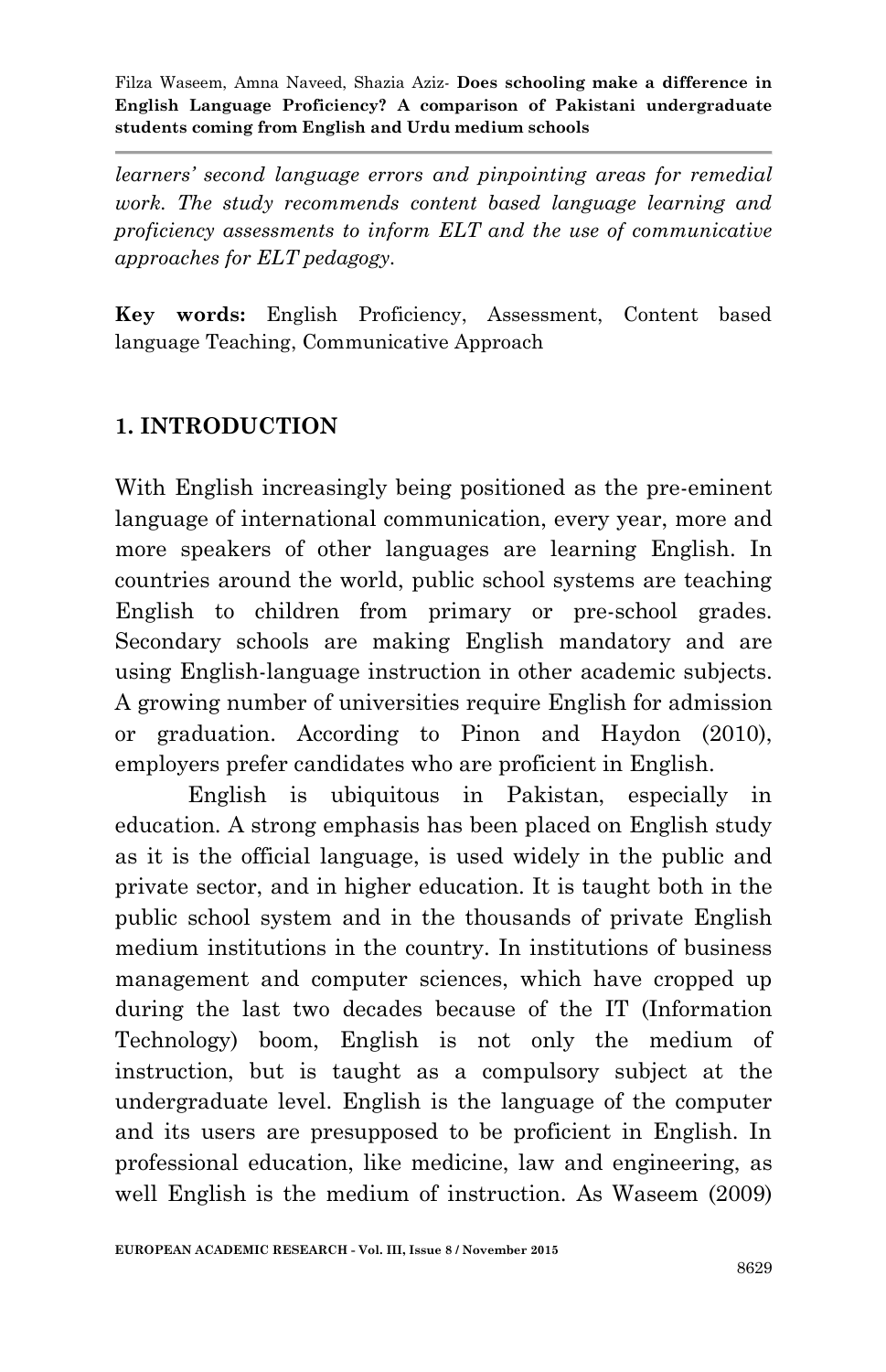*learners' second language errors and pinpointing areas for remedial work. The study recommends content based language learning and proficiency assessments to inform ELT and the use of communicative approaches for ELT pedagogy.*

**Key words:** English Proficiency, Assessment, Content based language Teaching, Communicative Approach

## 1. INTRODUCTION

With English increasingly being positioned as the pre-eminent language of international communication, every year, more and more speakers of other languages are learning English. In countries around the world, public school systems are teaching English to children from primary or pre-school grades. Secondary schools are making English mandatory and are using English-language instruction in other academic subjects. A growing number of universities require English for admission or graduation. According to Pinon and Haydon (2010), employers prefer candidates who are proficient in English.

English is ubiquitous in Pakistan, especially in education. A strong emphasis has been placed on English study as it is the official language, is used widely in the public and private sector, and in higher education. It is taught both in the public school system and in the thousands of private English medium institutions in the country. In institutions of business management and computer sciences, which have cropped up during the last two decades because of the IT (Information Technology) boom, English is not only the medium of instruction, but is taught as a compulsory subject at the undergraduate level. English is the language of the computer and its users are presupposed to be proficient in English. In professional education, like medicine, law and engineering, as well English is the medium of instruction. As Waseem (2009)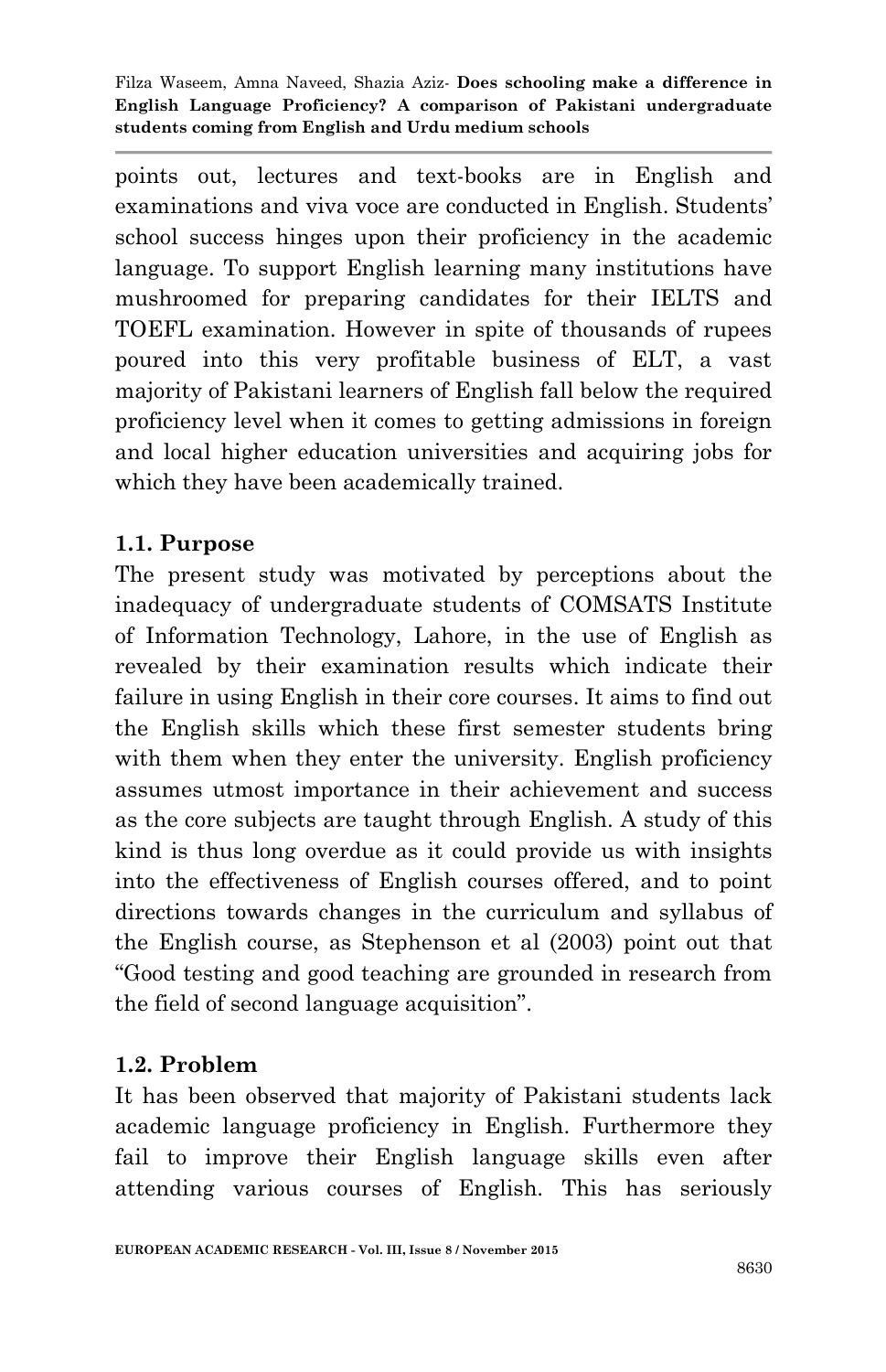points out, lectures and text-books are in English and examinations and viva voce are conducted in English. Students' school success hinges upon their proficiency in the academic language. To support English learning many institutions have mushroomed for preparing candidates for their IELTS and TOEFL examination. However in spite of thousands of rupees poured into this very profitable business of ELT, a vast majority of Pakistani learners of English fall below the required proficiency level when it comes to getting admissions in foreign and local higher education universities and acquiring jobs for which they have been academically trained.

### 1.1. Purpose

The present study was motivated by perceptions about the inadequacy of undergraduate students of COMSATS Institute of Information Technology, Lahore, in the use of English as revealed by their examination results which indicate their failure in using English in their core courses. It aims to find out the English skills which these first semester students bring with them when they enter the university. English proficiency assumes utmost importance in their achievement and success as the core subjects are taught through English. A study of this kind is thus long overdue as it could provide us with insights into the effectiveness of English courses offered, and to point directions towards changes in the curriculum and syllabus of the English course, as Stephenson et al (2003) point out that "Good testing and good teaching are grounded in research from the field of second language acquisition".

### 1.2. Problem

It has been observed that majority of Pakistani students lack academic language proficiency in English. Furthermore they fail to improve their English language skills even after attending various courses of English. This has seriously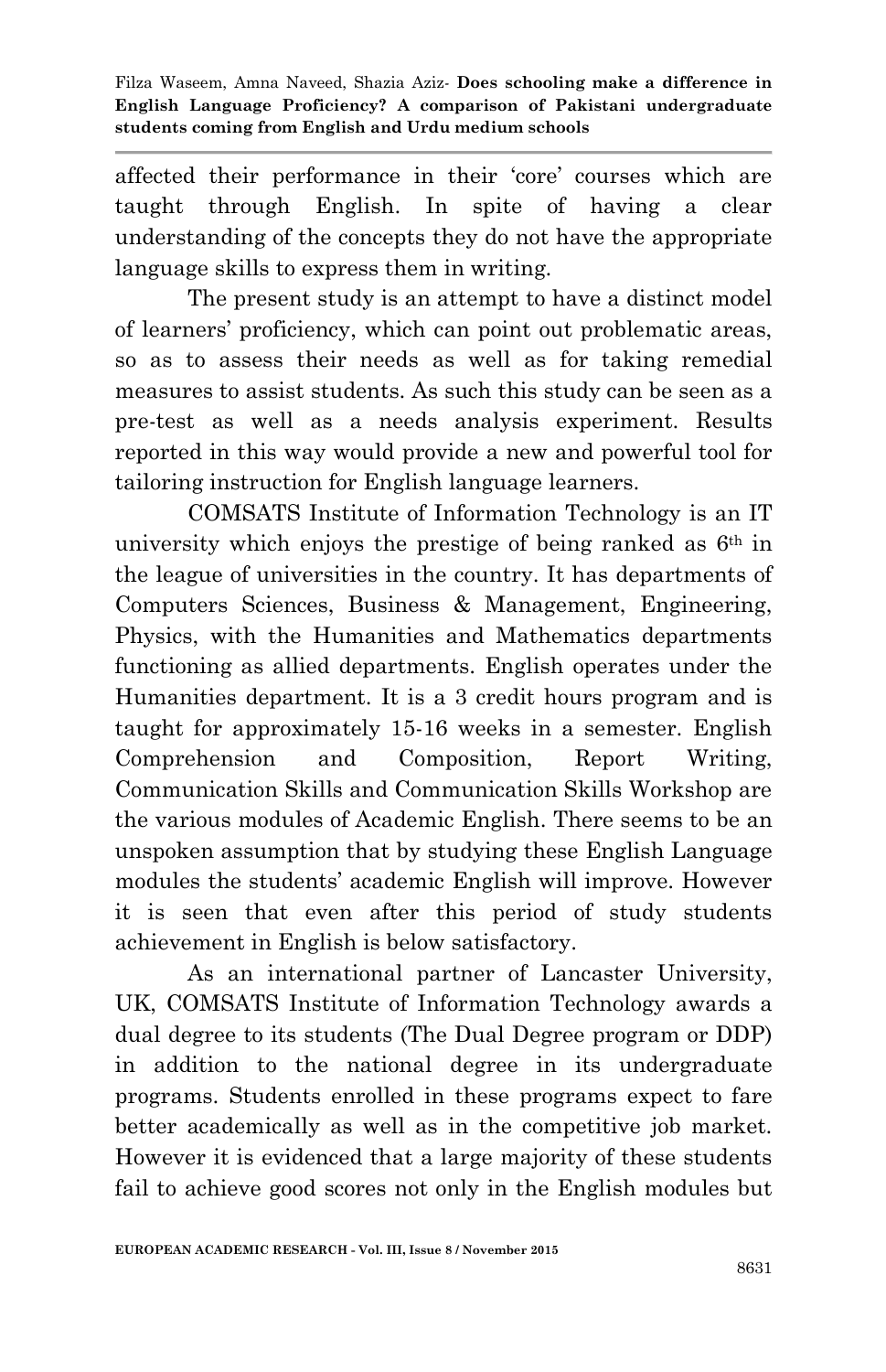affected their performance in their 'core' courses which are taught through English. In spite of having a clear understanding of the concepts they do not have the appropriate language skills to express them in writing.

The present study is an attempt to have a distinct model of learners' proficiency, which can point out problematic areas, so as to assess their needs as well as for taking remedial measures to assist students. As such this study can be seen as a pre-test as well as a needs analysis experiment. Results reported in this way would provide a new and powerful tool for tailoring instruction for English language learners.

COMSATS Institute of Information Technology is an IT university which enjoys the prestige of being ranked as 6th in the league of universities in the country. It has departments of Computers Sciences, Business & Management, Engineering, Physics, with the Humanities and Mathematics departments functioning as allied departments. English operates under the Humanities department. It is a 3 credit hours program and is taught for approximately 15-16 weeks in a semester. English Comprehension and Composition, Report Writing, Communication Skills and Communication Skills Workshop are the various modules of Academic English. There seems to be an unspoken assumption that by studying these English Language modules the students' academic English will improve. However it is seen that even after this period of study students achievement in English is below satisfactory.

As an international partner of Lancaster University, UK, COMSATS Institute of Information Technology awards a dual degree to its students (The Dual Degree program or DDP) in addition to the national degree in its undergraduate programs. Students enrolled in these programs expect to fare better academically as well as in the competitive job market. However it is evidenced that a large majority of these students fail to achieve good scores not only in the English modules but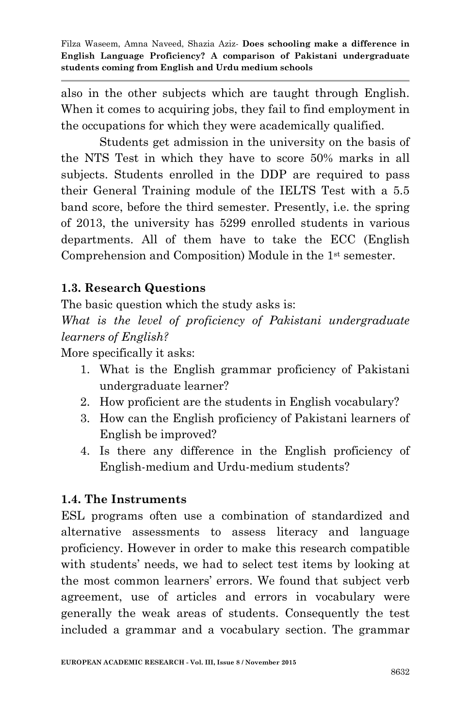also in the other subjects which are taught through English. When it comes to acquiring jobs, they fail to find employment in the occupations for which they were academically qualified.

Students get admission in the university on the basis of the NTS Test in which they have to score 50% marks in all subjects. Students enrolled in the DDP are required to pass their General Training module of the IELTS Test with a 5.5 band score, before the third semester. Presently, i.e. the spring of 2013, the university has 5299 enrolled students in various departments. All of them have to take the ECC (English Comprehension and Composition) Module in the 1st semester.

### 1.3. Research Questions

The basic question which the study asks is:

*What is the level of proficiency of Pakistani undergraduate learners of English?*

More specifically it asks:

1. What is the English grammar proficiency of Pakistani undergraduate learner?
2. How proficient are the students in English vocabulary?
3. How can the English proficiency of Pakistani learners of English be improved?
4. Is there any difference in the English proficiency of English-medium and Urdu-medium students?

### 1.4. The Instruments

ESL programs often use a combination of standardized and alternative assessments to assess literacy and language proficiency. However in order to make this research compatible with students' needs, we had to select test items by looking at the most common learners' errors. We found that subject verb agreement, use of articles and errors in vocabulary were generally the weak areas of students. Consequently the test included a grammar and a vocabulary section. The grammar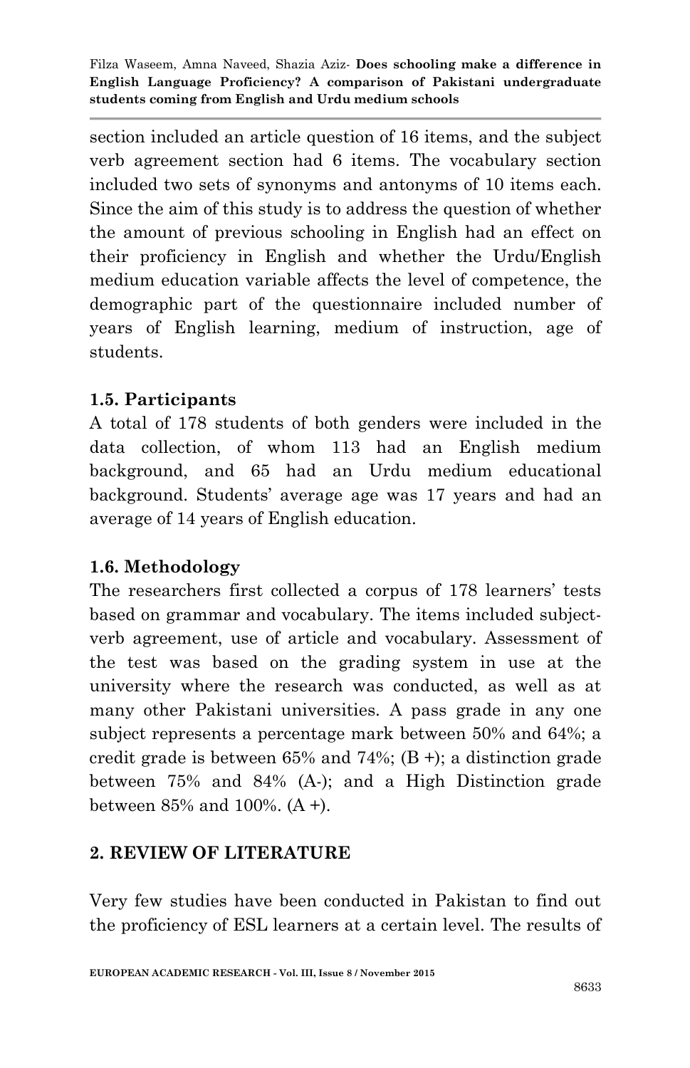section included an article question of 16 items, and the subject verb agreement section had 6 items. The vocabulary section included two sets of synonyms and antonyms of 10 items each. Since the aim of this study is to address the question of whether the amount of previous schooling in English had an effect on their proficiency in English and whether the Urdu/English medium education variable affects the level of competence, the demographic part of the questionnaire included number of years of English learning, medium of instruction, age of students.

### 1.5. Participants

A total of 178 students of both genders were included in the data collection, of whom 113 had an English medium background, and 65 had an Urdu medium educational background. Students' average age was 17 years and had an average of 14 years of English education.

### 1.6. Methodology

The researchers first collected a corpus of 178 learners' tests based on grammar and vocabulary. The items included subject-verb agreement, use of article and vocabulary. Assessment of the test was based on the grading system in use at the university where the research was conducted, as well as at many other Pakistani universities. A pass grade in any one subject represents a percentage mark between 50% and 64%; a credit grade is between 65% and 74%; (B +); a distinction grade between 75% and 84% (A-); and a High Distinction grade between 85% and 100%. (A +).

## 2. REVIEW OF LITERATURE

Very few studies have been conducted in Pakistan to find out the proficiency of ESL learners at a certain level. The results of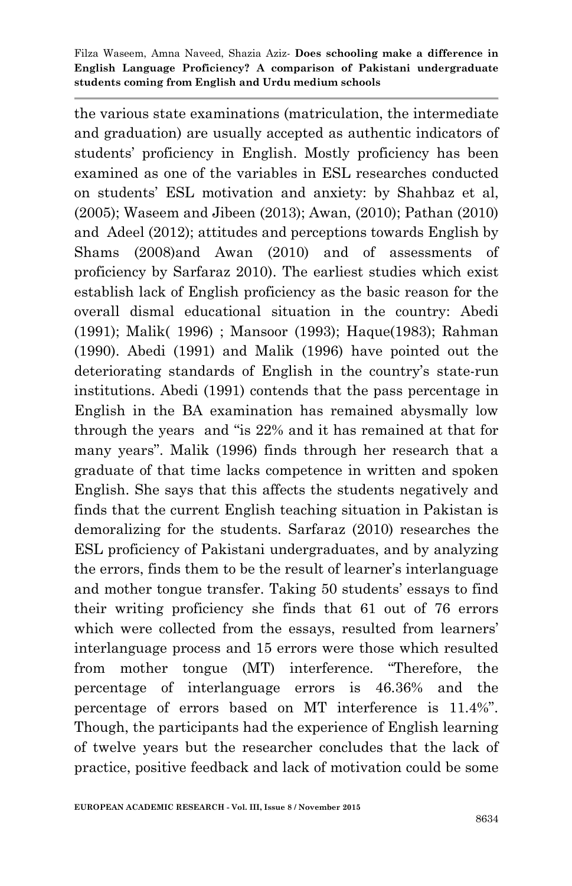the various state examinations (matriculation, the intermediate and graduation) are usually accepted as authentic indicators of students' proficiency in English. Mostly proficiency has been examined as one of the variables in ESL researches conducted on students' ESL motivation and anxiety: by Shahbaz et al, (2005); Waseem and Jibeen (2013); Awan, (2010); Pathan (2010) and Adeel (2012); attitudes and perceptions towards English by Shams (2008)and Awan (2010) and of assessments of proficiency by Sarfaraz 2010). The earliest studies which exist establish lack of English proficiency as the basic reason for the overall dismal educational situation in the country: Abedi (1991); Malik( 1996) ; Mansoor (1993); Haque(1983); Rahman (1990). Abedi (1991) and Malik (1996) have pointed out the deteriorating standards of English in the country's state-run institutions. Abedi (1991) contends that the pass percentage in English in the BA examination has remained abysmally low through the years and "is 22% and it has remained at that for many years". Malik (1996) finds through her research that a graduate of that time lacks competence in written and spoken English. She says that this affects the students negatively and finds that the current English teaching situation in Pakistan is demoralizing for the students. Sarfaraz (2010) researches the ESL proficiency of Pakistani undergraduates, and by analyzing the errors, finds them to be the result of learner's interlanguage and mother tongue transfer. Taking 50 students' essays to find their writing proficiency she finds that 61 out of 76 errors which were collected from the essays, resulted from learners' interlanguage process and 15 errors were those which resulted from mother tongue (MT) interference. "Therefore, the percentage of interlanguage errors is 46.36% and the percentage of errors based on MT interference is 11.4%". Though, the participants had the experience of English learning of twelve years but the researcher concludes that the lack of practice, positive feedback and lack of motivation could be some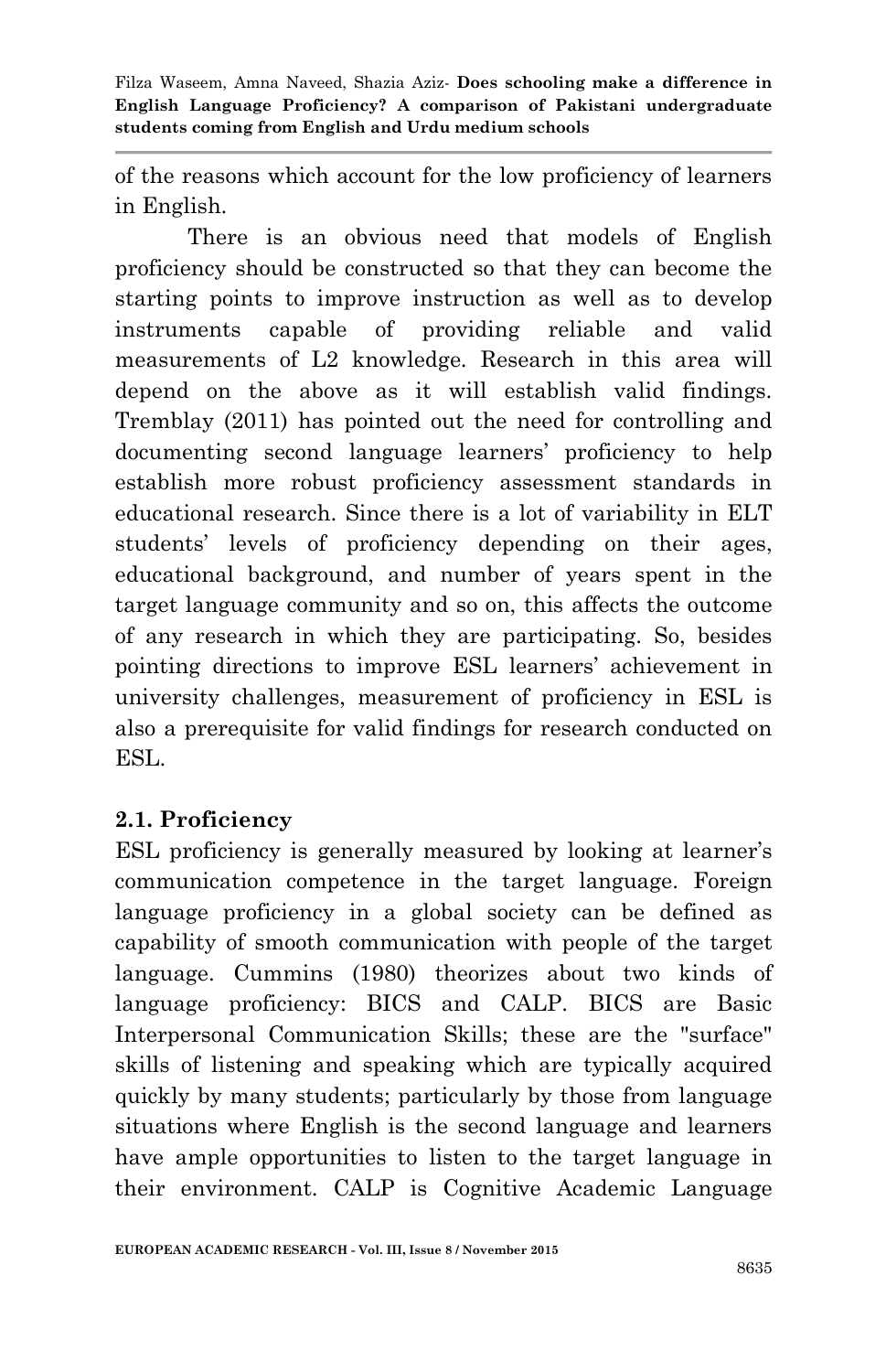of the reasons which account for the low proficiency of learners in English.

There is an obvious need that models of English proficiency should be constructed so that they can become the starting points to improve instruction as well as to develop instruments capable of providing reliable and valid measurements of L2 knowledge. Research in this area will depend on the above as it will establish valid findings. Tremblay (2011) has pointed out the need for controlling and documenting second language learners' proficiency to help establish more robust proficiency assessment standards in educational research. Since there is a lot of variability in ELT students' levels of proficiency depending on their ages, educational background, and number of years spent in the target language community and so on, this affects the outcome of any research in which they are participating. So, besides pointing directions to improve ESL learners' achievement in university challenges, measurement of proficiency in ESL is also a prerequisite for valid findings for research conducted on ESL.

## 2.1. Proficiency

ESL proficiency is generally measured by looking at learner's communication competence in the target language. Foreign language proficiency in a global society can be defined as capability of smooth communication with people of the target language. Cummins (1980) theorizes about two kinds of language proficiency: BICS and CALP. BICS are Basic Interpersonal Communication Skills; these are the "surface" skills of listening and speaking which are typically acquired quickly by many students; particularly by those from language situations where English is the second language and learners have ample opportunities to listen to the target language in their environment. CALP is Cognitive Academic Language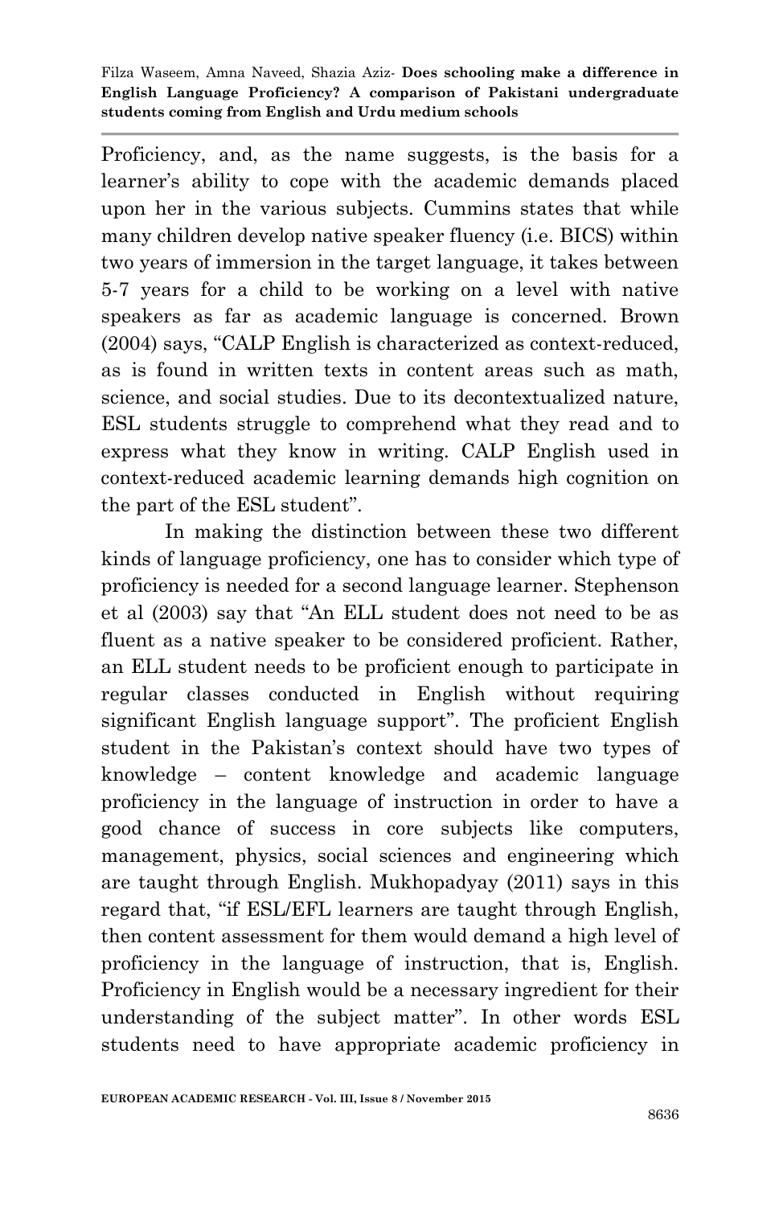Proficiency, and, as the name suggests, is the basis for a learner's ability to cope with the academic demands placed upon her in the various subjects. Cummins states that while many children develop native speaker fluency (i.e. BICS) within two years of immersion in the target language, it takes between 5-7 years for a child to be working on a level with native speakers as far as academic language is concerned. Brown (2004) says, "CALP English is characterized as context-reduced, as is found in written texts in content areas such as math, science, and social studies. Due to its decontextualized nature, ESL students struggle to comprehend what they read and to express what they know in writing. CALP English used in context-reduced academic learning demands high cognition on the part of the ESL student".

In making the distinction between these two different kinds of language proficiency, one has to consider which type of proficiency is needed for a second language learner. Stephenson et al (2003) say that "An ELL student does not need to be as fluent as a native speaker to be considered proficient. Rather, an ELL student needs to be proficient enough to participate in regular classes conducted in English without requiring significant English language support". The proficient English student in the Pakistan's context should have two types of knowledge – content knowledge and academic language proficiency in the language of instruction in order to have a good chance of success in core subjects like computers, management, physics, social sciences and engineering which are taught through English. Mukhopadyay (2011) says in this regard that, "if ESL/EFL learners are taught through English, then content assessment for them would demand a high level of proficiency in the language of instruction, that is, English. Proficiency in English would be a necessary ingredient for their understanding of the subject matter". In other words ESL students need to have appropriate academic proficiency in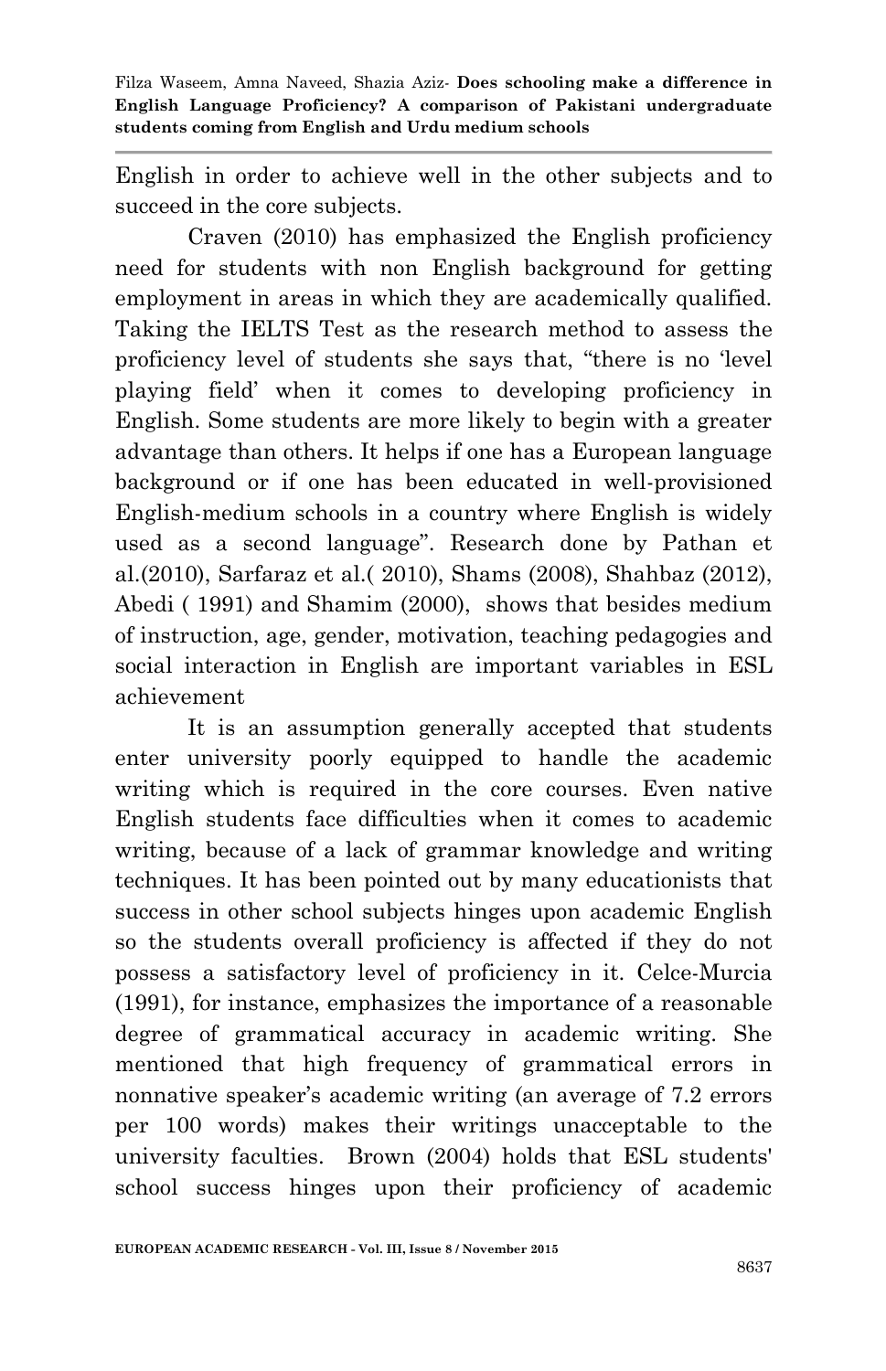English in order to achieve well in the other subjects and to succeed in the core subjects.

Craven (2010) has emphasized the English proficiency need for students with non English background for getting employment in areas in which they are academically qualified. Taking the IELTS Test as the research method to assess the proficiency level of students she says that, "there is no 'level playing field' when it comes to developing proficiency in English. Some students are more likely to begin with a greater advantage than others. It helps if one has a European language background or if one has been educated in well-provisioned English-medium schools in a country where English is widely used as a second language". Research done by Pathan et al.(2010), Sarfaraz et al.( 2010), Shams (2008), Shahbaz (2012), Abedi ( 1991) and Shamim (2000), shows that besides medium of instruction, age, gender, motivation, teaching pedagogies and social interaction in English are important variables in ESL achievement

It is an assumption generally accepted that students enter university poorly equipped to handle the academic writing which is required in the core courses. Even native English students face difficulties when it comes to academic writing, because of a lack of grammar knowledge and writing techniques. It has been pointed out by many educationists that success in other school subjects hinges upon academic English so the students overall proficiency is affected if they do not possess a satisfactory level of proficiency in it. Celce-Murcia (1991), for instance, emphasizes the importance of a reasonable degree of grammatical accuracy in academic writing. She mentioned that high frequency of grammatical errors in nonnative speaker's academic writing (an average of 7.2 errors per 100 words) makes their writings unacceptable to the university faculties. Brown (2004) holds that ESL students' school success hinges upon their proficiency of academic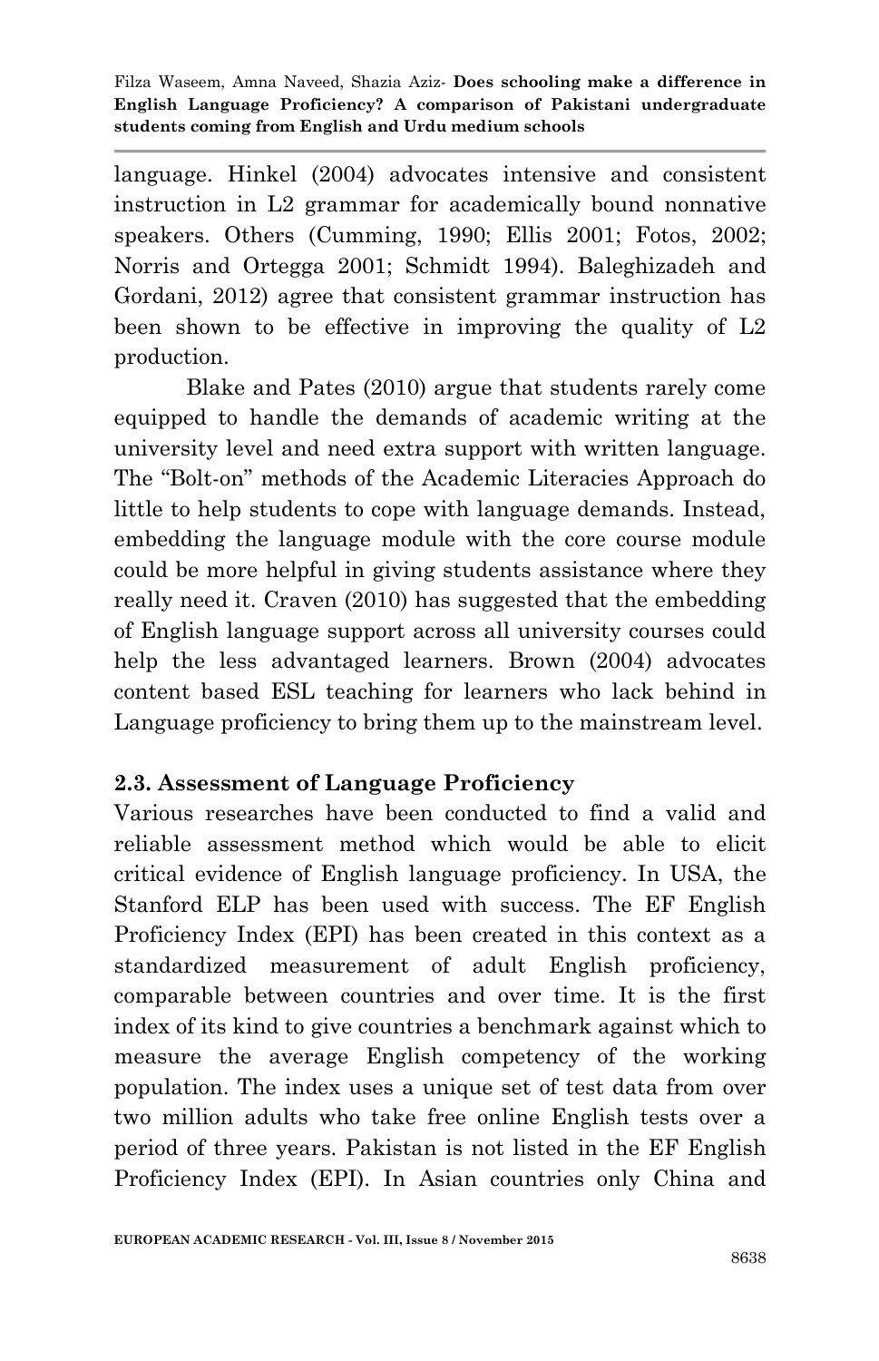language. Hinkel (2004) advocates intensive and consistent instruction in L2 grammar for academically bound nonnative speakers. Others (Cumming, 1990; Ellis 2001; Fotos, 2002; Norris and Ortegga 2001; Schmidt 1994). Baleghizadeh and Gordani, 2012) agree that consistent grammar instruction has been shown to be effective in improving the quality of L2 production.

Blake and Pates (2010) argue that students rarely come equipped to handle the demands of academic writing at the university level and need extra support with written language. The "Bolt-on" methods of the Academic Literacies Approach do little to help students to cope with language demands. Instead, embedding the language module with the core course module could be more helpful in giving students assistance where they really need it. Craven (2010) has suggested that the embedding of English language support across all university courses could help the less advantaged learners. Brown (2004) advocates content based ESL teaching for learners who lack behind in Language proficiency to bring them up to the mainstream level.

### 2.3. Assessment of Language Proficiency

Various researches have been conducted to find a valid and reliable assessment method which would be able to elicit critical evidence of English language proficiency. In USA, the Stanford ELP has been used with success. The EF English Proficiency Index (EPI) has been created in this context as a standardized measurement of adult English proficiency, comparable between countries and over time. It is the first index of its kind to give countries a benchmark against which to measure the average English competency of the working population. The index uses a unique set of test data from over two million adults who take free online English tests over a period of three years. Pakistan is not listed in the EF English Proficiency Index (EPI). In Asian countries only China and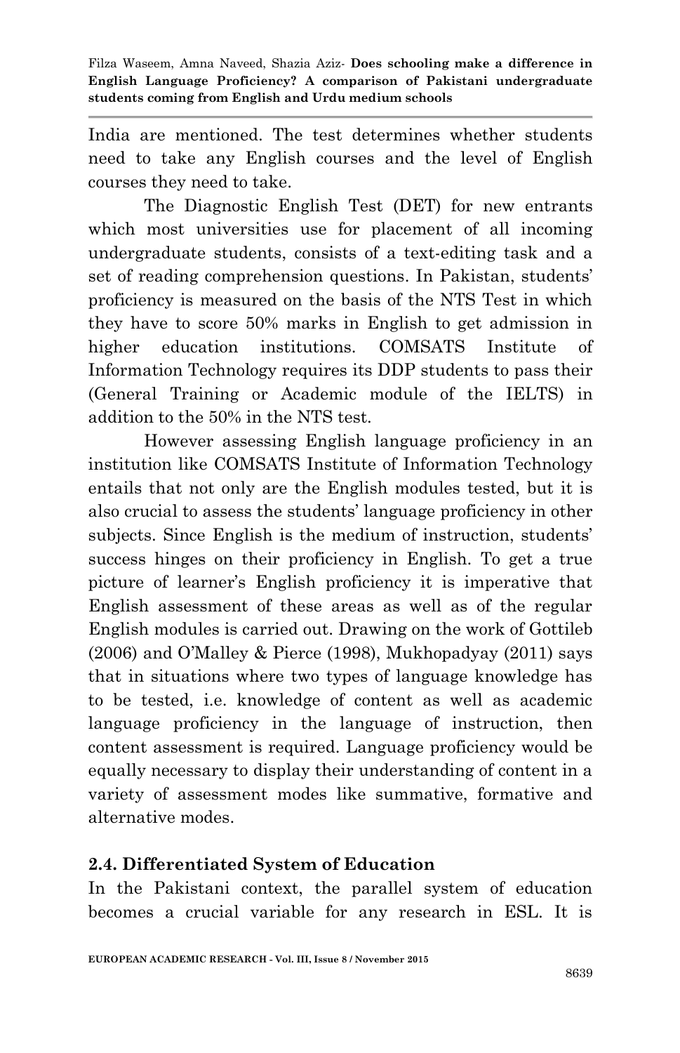India are mentioned. The test determines whether students need to take any English courses and the level of English courses they need to take.

The Diagnostic English Test (DET) for new entrants which most universities use for placement of all incoming undergraduate students, consists of a text-editing task and a set of reading comprehension questions. In Pakistan, students' proficiency is measured on the basis of the NTS Test in which they have to score 50% marks in English to get admission in higher education institutions. COMSATS Institute of Information Technology requires its DDP students to pass their (General Training or Academic module of the IELTS) in addition to the 50% in the NTS test.

However assessing English language proficiency in an institution like COMSATS Institute of Information Technology entails that not only are the English modules tested, but it is also crucial to assess the students' language proficiency in other subjects. Since English is the medium of instruction, students' success hinges on their proficiency in English. To get a true picture of learner's English proficiency it is imperative that English assessment of these areas as well as of the regular English modules is carried out. Drawing on the work of Gottileb (2006) and O'Malley & Pierce (1998), Mukhopadyay (2011) says that in situations where two types of language knowledge has to be tested, i.e. knowledge of content as well as academic language proficiency in the language of instruction, then content assessment is required. Language proficiency would be equally necessary to display their understanding of content in a variety of assessment modes like summative, formative and alternative modes.

## 2.4. Differentiated System of Education

In the Pakistani context, the parallel system of education becomes a crucial variable for any research in ESL. It is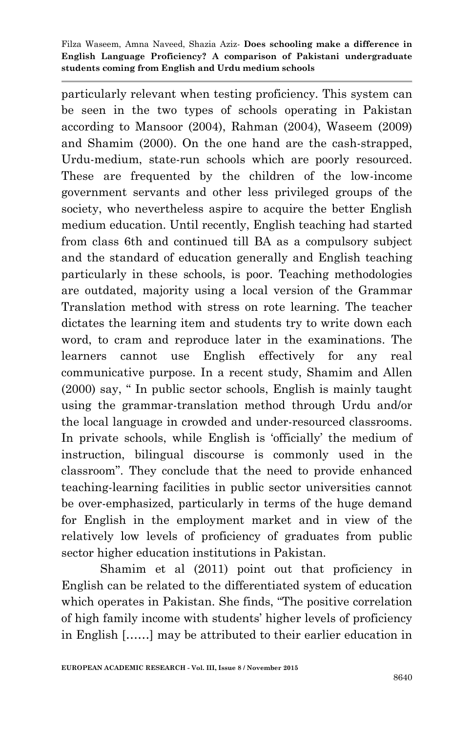particularly relevant when testing proficiency. This system can be seen in the two types of schools operating in Pakistan according to Mansoor (2004), Rahman (2004), Waseem (2009) and Shamim (2000). On the one hand are the cash-strapped, Urdu-medium, state-run schools which are poorly resourced. These are frequented by the children of the low-income government servants and other less privileged groups of the society, who nevertheless aspire to acquire the better English medium education. Until recently, English teaching had started from class 6th and continued till BA as a compulsory subject and the standard of education generally and English teaching particularly in these schools, is poor. Teaching methodologies are outdated, majority using a local version of the Grammar Translation method with stress on rote learning. The teacher dictates the learning item and students try to write down each word, to cram and reproduce later in the examinations. The learners cannot use English effectively for any real communicative purpose. In a recent study, Shamim and Allen (2000) say, " In public sector schools, English is mainly taught using the grammar-translation method through Urdu and/or the local language in crowded and under-resourced classrooms. In private schools, while English is 'officially' the medium of instruction, bilingual discourse is commonly used in the classroom". They conclude that the need to provide enhanced teaching-learning facilities in public sector universities cannot be over-emphasized, particularly in terms of the huge demand for English in the employment market and in view of the relatively low levels of proficiency of graduates from public sector higher education institutions in Pakistan.

Shamim et al (2011) point out that proficiency in English can be related to the differentiated system of education which operates in Pakistan. She finds, "The positive correlation of high family income with students' higher levels of proficiency in English [……] may be attributed to their earlier education in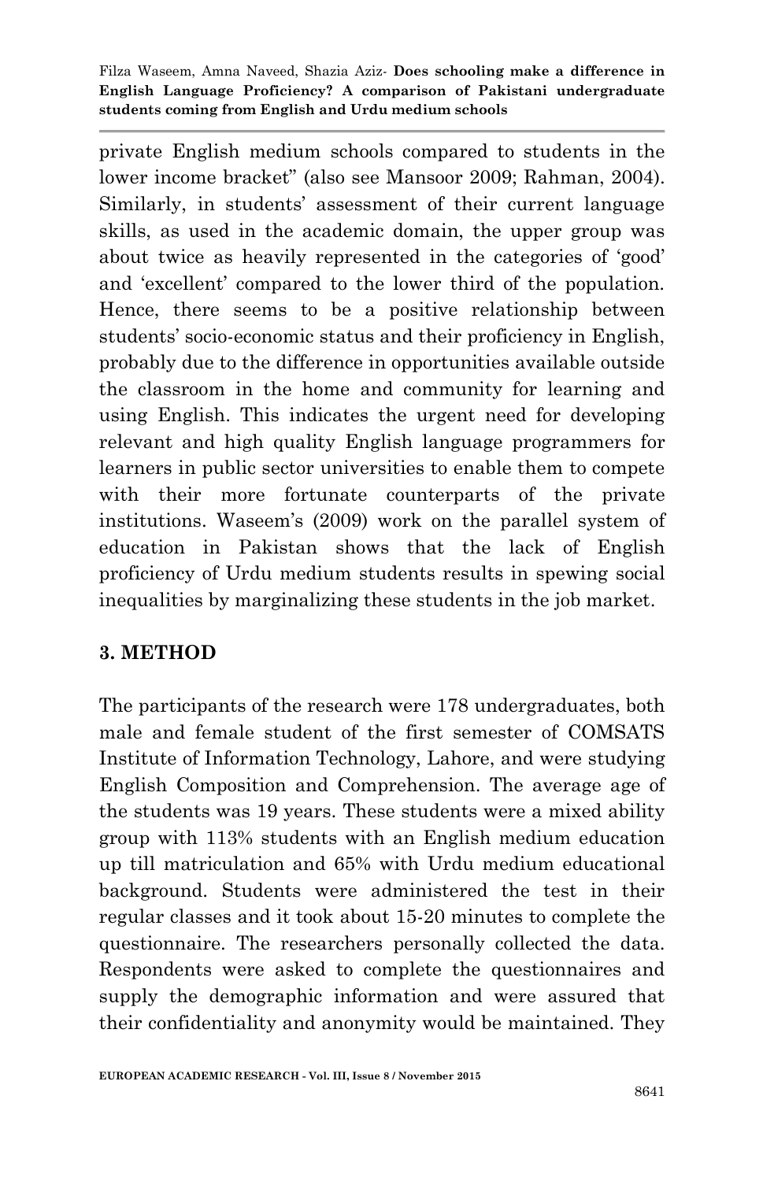private English medium schools compared to students in the lower income bracket" (also see Mansoor 2009; Rahman, 2004). Similarly, in students' assessment of their current language skills, as used in the academic domain, the upper group was about twice as heavily represented in the categories of 'good' and 'excellent' compared to the lower third of the population. Hence, there seems to be a positive relationship between students' socio-economic status and their proficiency in English, probably due to the difference in opportunities available outside the classroom in the home and community for learning and using English. This indicates the urgent need for developing relevant and high quality English language programmers for learners in public sector universities to enable them to compete with their more fortunate counterparts of the private institutions. Waseem's (2009) work on the parallel system of education in Pakistan shows that the lack of English proficiency of Urdu medium students results in spewing social inequalities by marginalizing these students in the job market.

## 3. METHOD

The participants of the research were 178 undergraduates, both male and female student of the first semester of COMSATS Institute of Information Technology, Lahore, and were studying English Composition and Comprehension. The average age of the students was 19 years. These students were a mixed ability group with 113% students with an English medium education up till matriculation and 65% with Urdu medium educational background. Students were administered the test in their regular classes and it took about 15-20 minutes to complete the questionnaire. The researchers personally collected the data. Respondents were asked to complete the questionnaires and supply the demographic information and were assured that their confidentiality and anonymity would be maintained. They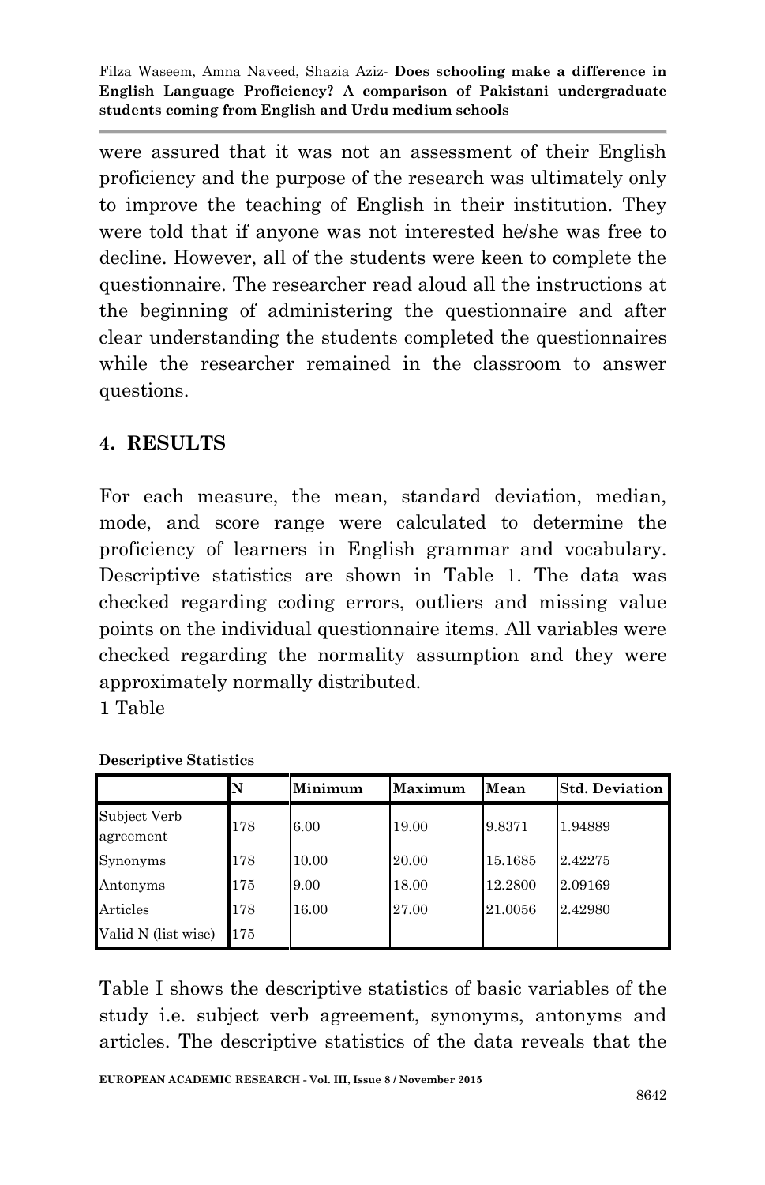were assured that it was not an assessment of their English proficiency and the purpose of the research was ultimately only to improve the teaching of English in their institution. They were told that if anyone was not interested he/she was free to decline. However, all of the students were keen to complete the questionnaire. The researcher read aloud all the instructions at the beginning of administering the questionnaire and after clear understanding the students completed the questionnaires while the researcher remained in the classroom to answer questions.

## 4. RESULTS

For each measure, the mean, standard deviation, median, mode, and score range were calculated to determine the proficiency of learners in English grammar and vocabulary. Descriptive statistics are shown in Table 1. The data was checked regarding coding errors, outliers and missing value points on the individual questionnaire items. All variables were checked regarding the normality assumption and they were approximately normally distributed.

1 Table

**Descriptive Statistics**

| | N | Minimum | Maximum | Mean | Std. Deviation |
|---|---|---|---|---|---|
| Subject Verb agreement | 178 | 6.00 | 19.00 | 9.8371 | 1.94889 |
| Synonyms | 178 | 10.00 | 20.00 | 15.1685 | 2.42275 |
| Antonyms | 175 | 9.00 | 18.00 | 12.2800 | 2.09169 |
| Articles | 178 | 16.00 | 27.00 | 21.0056 | 2.42980 |
| Valid N (list wise) | 175 | | | | |

Table I shows the descriptive statistics of basic variables of the study i.e. subject verb agreement, synonyms, antonyms and articles. The descriptive statistics of the data reveals that the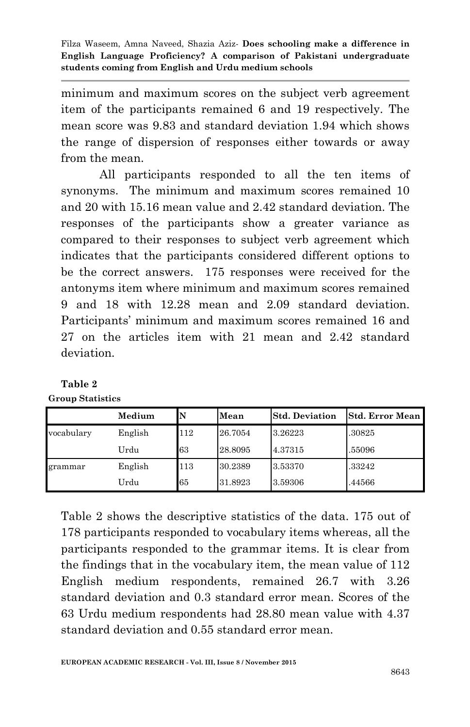minimum and maximum scores on the subject verb agreement item of the participants remained 6 and 19 respectively. The mean score was 9.83 and standard deviation 1.94 which shows the range of dispersion of responses either towards or away from the mean.

All participants responded to all the ten items of synonyms. The minimum and maximum scores remained 10 and 20 with 15.16 mean value and 2.42 standard deviation. The responses of the participants show a greater variance as compared to their responses to subject verb agreement which indicates that the participants considered different options to be the correct answers. 175 responses were received for the antonyms item where minimum and maximum scores remained 9 and 18 with 12.28 mean and 2.09 standard deviation. Participants' minimum and maximum scores remained 16 and 27 on the articles item with 21 mean and 2.42 standard deviation.

**Table 2**
**Group Statistics**

| | Medium | N | Mean | Std. Deviation | Std. Error Mean |
|---|---|---|---|---|---|
| vocabulary | English | 112 | 26.7054 | 3.26223 | .30825 |
| | Urdu | 63 | 28.8095 | 4.37315 | .55096 |
| grammar | English | 113 | 30.2389 | 3.53370 | .33242 |
| | Urdu | 65 | 31.8923 | 3.59306 | .44566 |

Table 2 shows the descriptive statistics of the data. 175 out of 178 participants responded to vocabulary items whereas, all the participants responded to the grammar items. It is clear from the findings that in the vocabulary item, the mean value of 112 English medium respondents, remained 26.7 with 3.26 standard deviation and 0.3 standard error mean. Scores of the 63 Urdu medium respondents had 28.80 mean value with 4.37 standard deviation and 0.55 standard error mean.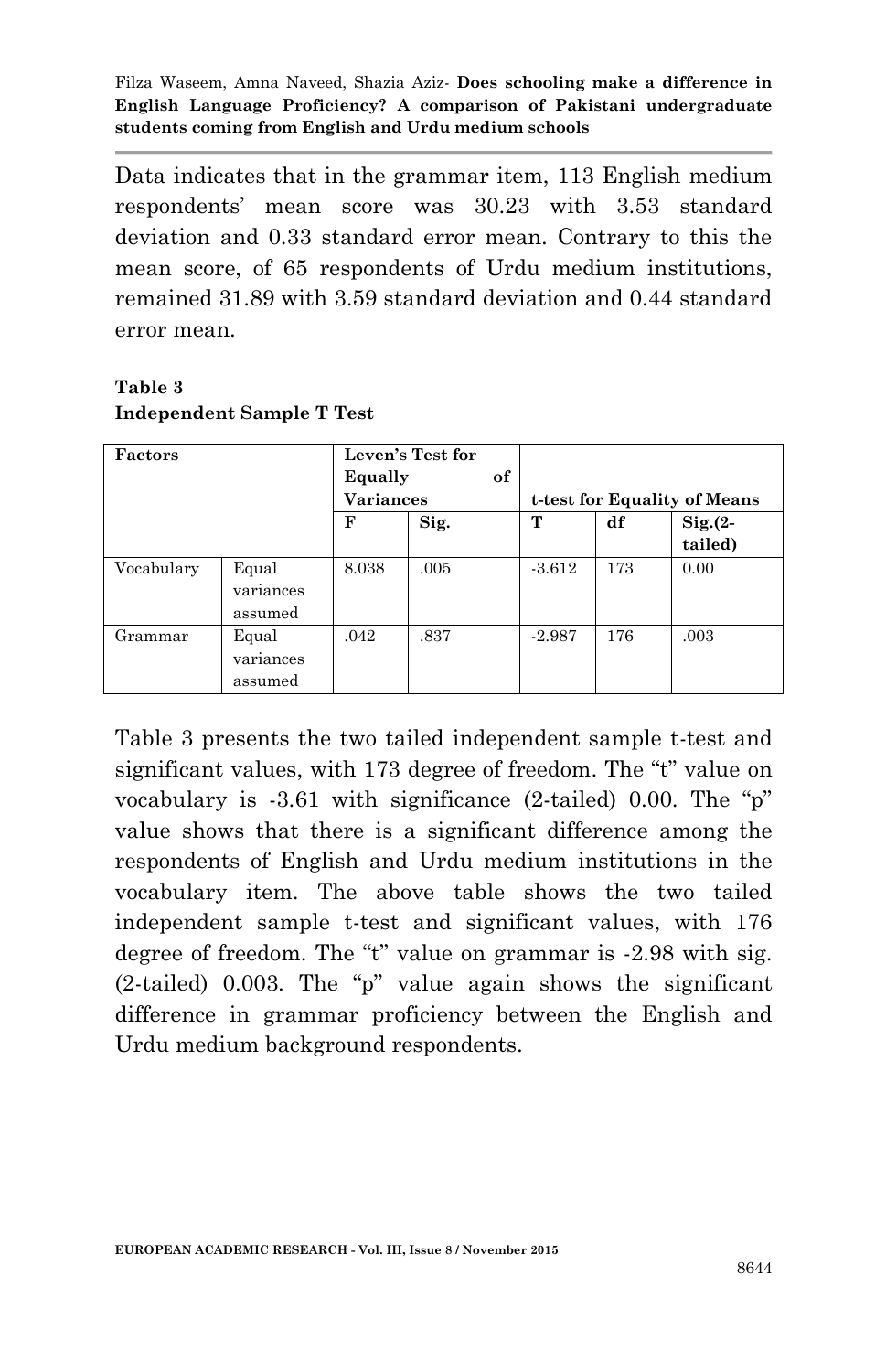Data indicates that in the grammar item, 113 English medium respondents' mean score was 30.23 with 3.53 standard deviation and 0.33 standard error mean. Contrary to this the mean score, of 65 respondents of Urdu medium institutions, remained 31.89 with 3.59 standard deviation and 0.44 standard error mean.

**Table 3**
**Independent Sample T Test**

| **Factors** | | **Leven's Test for Equally of Variances** | | **t-test for Equality of Means** | | |
|---|---|---|---|---|---|---|
| | | **F** | **Sig.** | **T** | **df** | **Sig.(2-tailed)** |
| Vocabulary | Equal variances assumed | 8.038 | .005 | -3.612 | 173 | 0.00 |
| Grammar | Equal variances assumed | .042 | .837 | -2.987 | 176 | .003 |

Table 3 presents the two tailed independent sample t-test and significant values, with 173 degree of freedom. The "t" value on vocabulary is -3.61 with significance (2-tailed) 0.00. The "p" value shows that there is a significant difference among the respondents of English and Urdu medium institutions in the vocabulary item. The above table shows the two tailed independent sample t-test and significant values, with 176 degree of freedom. The "t" value on grammar is -2.98 with sig. (2-tailed) 0.003. The "p" value again shows the significant difference in grammar proficiency between the English and Urdu medium background respondents.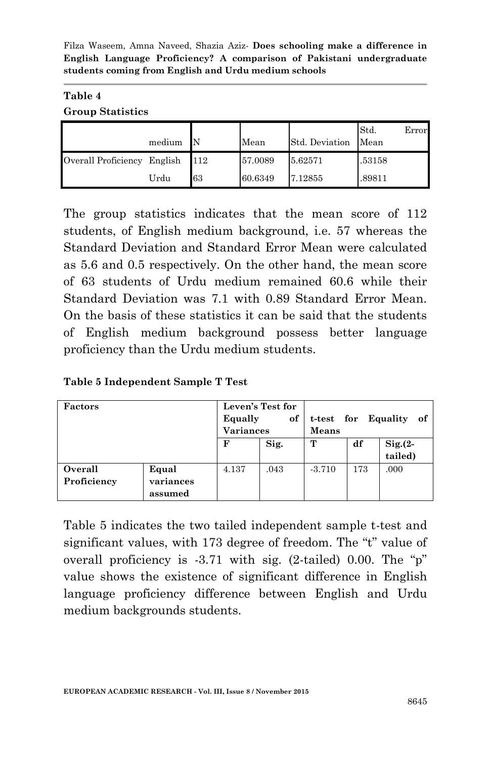**Table 4**

**Group Statistics**

| | medium | N | Mean | Std. Deviation | Std. Error Mean |
|---|---|---|---|---|---|
| Overall Proficiency | English | 112 | 57.0089 | 5.62571 | .53158 |
| | Urdu | 63 | 60.6349 | 7.12855 | .89811 |

The group statistics indicates that the mean score of 112 students, of English medium background, i.e. 57 whereas the Standard Deviation and Standard Error Mean were calculated as 5.6 and 0.5 respectively. On the other hand, the mean score of 63 students of Urdu medium remained 60.6 while their Standard Deviation was 7.1 with 0.89 Standard Error Mean. On the basis of these statistics it can be said that the students of English medium background possess better language proficiency than the Urdu medium students.

**Table 5 Independent Sample T Test**

| **Factors** | | **Leven's Test for Equally of Variances** | | **t-test for Equality of Means** | | |
|---|---|---|---|---|---|---|
| | | **F** | **Sig.** | **T** | **df** | **Sig.(2-tailed)** |
| **Overall Proficiency** | **Equal variances assumed** | 4.137 | .043 | -3.710 | 173 | .000 |

Table 5 indicates the two tailed independent sample t-test and significant values, with 173 degree of freedom. The "t" value of overall proficiency is -3.71 with sig. (2-tailed) 0.00. The "p" value shows the existence of significant difference in English language proficiency difference between English and Urdu medium backgrounds students.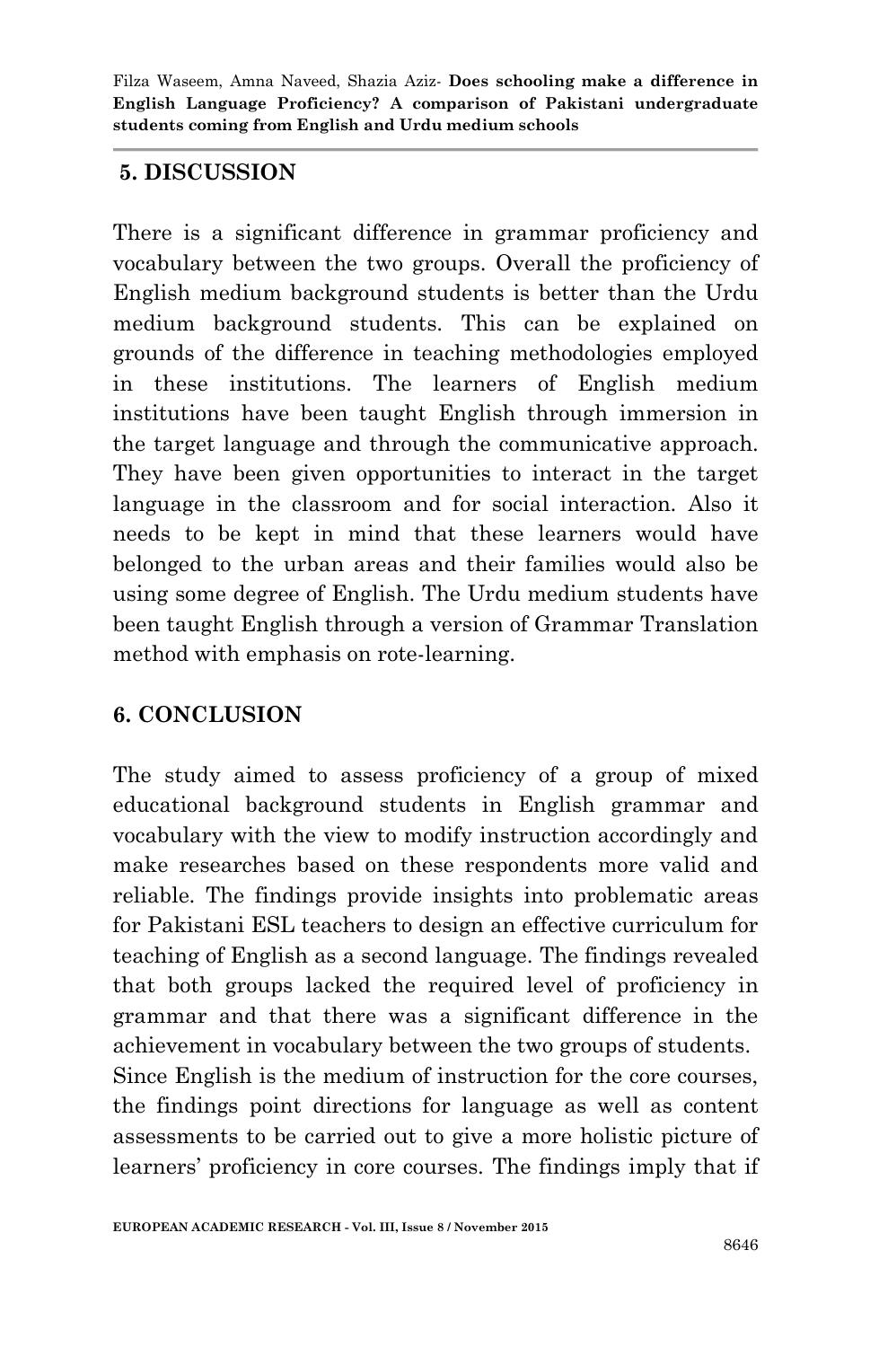## 5. DISCUSSION

There is a significant difference in grammar proficiency and vocabulary between the two groups. Overall the proficiency of English medium background students is better than the Urdu medium background students. This can be explained on grounds of the difference in teaching methodologies employed in these institutions. The learners of English medium institutions have been taught English through immersion in the target language and through the communicative approach. They have been given opportunities to interact in the target language in the classroom and for social interaction. Also it needs to be kept in mind that these learners would have belonged to the urban areas and their families would also be using some degree of English. The Urdu medium students have been taught English through a version of Grammar Translation method with emphasis on rote-learning.

## 6. CONCLUSION

The study aimed to assess proficiency of a group of mixed educational background students in English grammar and vocabulary with the view to modify instruction accordingly and make researches based on these respondents more valid and reliable. The findings provide insights into problematic areas for Pakistani ESL teachers to design an effective curriculum for teaching of English as a second language. The findings revealed that both groups lacked the required level of proficiency in grammar and that there was a significant difference in the achievement in vocabulary between the two groups of students.

Since English is the medium of instruction for the core courses, the findings point directions for language as well as content assessments to be carried out to give a more holistic picture of learners' proficiency in core courses. The findings imply that if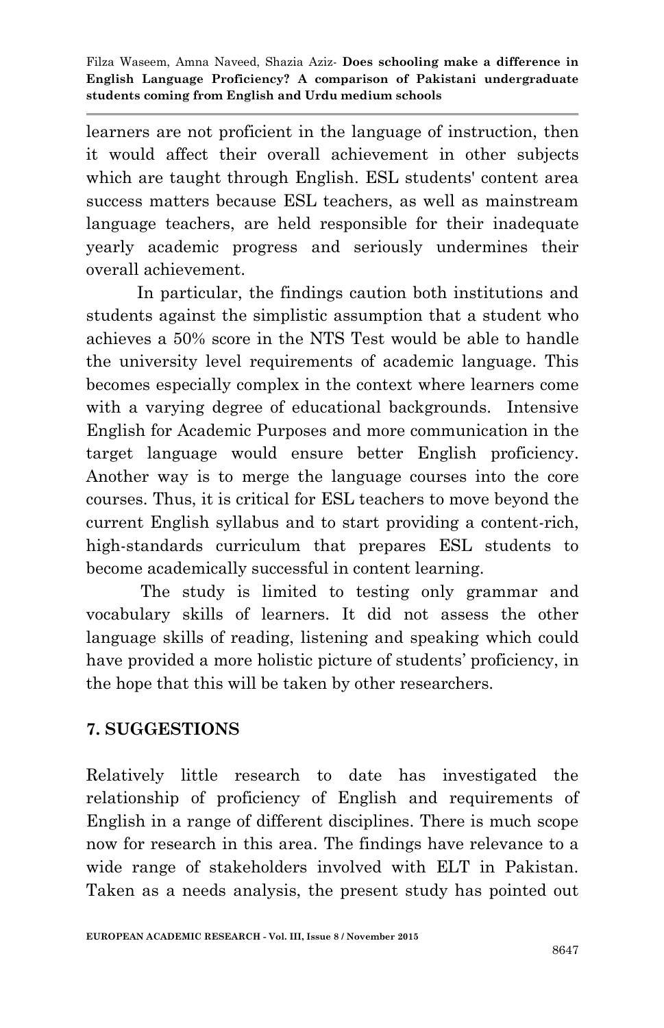learners are not proficient in the language of instruction, then it would affect their overall achievement in other subjects which are taught through English. ESL students' content area success matters because ESL teachers, as well as mainstream language teachers, are held responsible for their inadequate yearly academic progress and seriously undermines their overall achievement.

In particular, the findings caution both institutions and students against the simplistic assumption that a student who achieves a 50% score in the NTS Test would be able to handle the university level requirements of academic language. This becomes especially complex in the context where learners come with a varying degree of educational backgrounds. Intensive English for Academic Purposes and more communication in the target language would ensure better English proficiency. Another way is to merge the language courses into the core courses. Thus, it is critical for ESL teachers to move beyond the current English syllabus and to start providing a content-rich, high-standards curriculum that prepares ESL students to become academically successful in content learning.

The study is limited to testing only grammar and vocabulary skills of learners. It did not assess the other language skills of reading, listening and speaking which could have provided a more holistic picture of students' proficiency, in the hope that this will be taken by other researchers.

## 7. SUGGESTIONS

Relatively little research to date has investigated the relationship of proficiency of English and requirements of English in a range of different disciplines. There is much scope now for research in this area. The findings have relevance to a wide range of stakeholders involved with ELT in Pakistan. Taken as a needs analysis, the present study has pointed out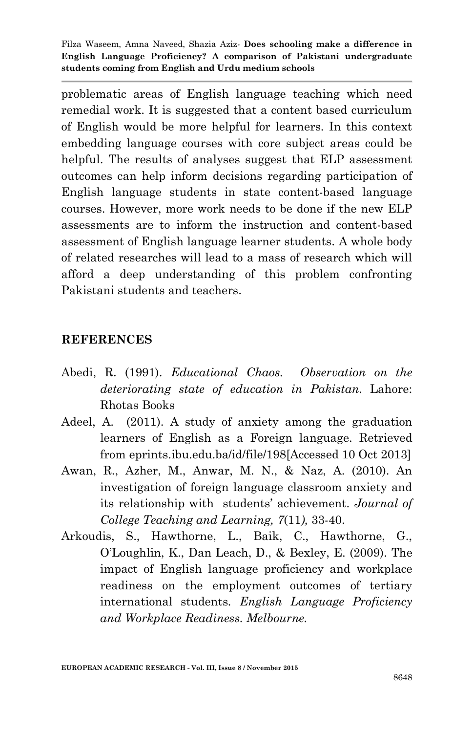problematic areas of English language teaching which need remedial work. It is suggested that a content based curriculum of English would be more helpful for learners. In this context embedding language courses with core subject areas could be helpful. The results of analyses suggest that ELP assessment outcomes can help inform decisions regarding participation of English language students in state content-based language courses. However, more work needs to be done if the new ELP assessments are to inform the instruction and content-based assessment of English language learner students. A whole body of related researches will lead to a mass of research which will afford a deep understanding of this problem confronting Pakistani students and teachers.

## REFERENCES

Abedi, R. (1991). *Educational Chaos. Observation on the deteriorating state of education in Pakistan*. Lahore: Rhotas Books

Adeel, A. (2011). A study of anxiety among the graduation learners of English as a Foreign language. Retrieved from eprints.ibu.edu.ba/id/file/198[Accessed 10 Oct 2013]

Awan, R., Azher, M., Anwar, M. N., & Naz, A. (2010). An investigation of foreign language classroom anxiety and its relationship with students' achievement. *Journal of College Teaching and Learning, 7*(11*),* 33-40.

Arkoudis, S., Hawthorne, L., Baik, C., Hawthorne, G., O'Loughlin, K., Dan Leach, D., & Bexley, E. (2009). The impact of English language proficiency and workplace readiness on the employment outcomes of tertiary international students. *English Language Proficiency and Workplace Readiness. Melbourne.*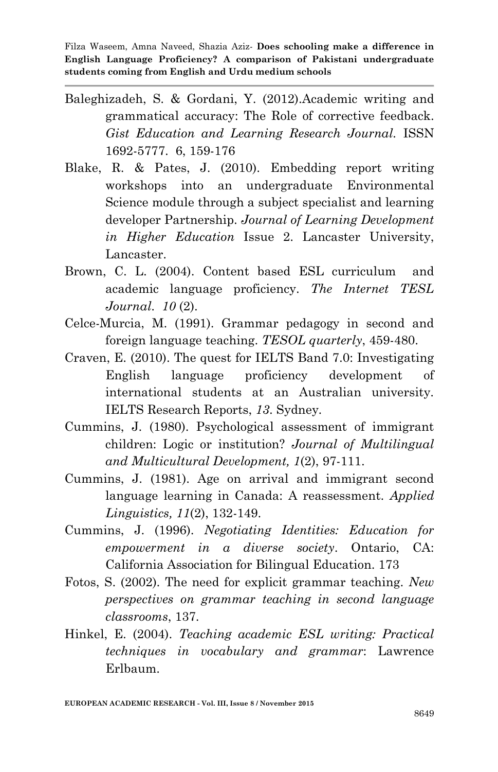Baleghizadeh, S. & Gordani, Y. (2012).Academic writing and grammatical accuracy: The Role of corrective feedback. *Gist Education and Learning Research Journal*. ISSN 1692-5777. 6, 159-176

Blake, R. & Pates, J. (2010). Embedding report writing workshops into an undergraduate Environmental Science module through a subject specialist and learning developer Partnership. *Journal of Learning Development in Higher Education* Issue 2. Lancaster University, Lancaster.

Brown, C. L. (2004). Content based ESL curriculum and academic language proficiency. *The Internet TESL Journal*. *10* (2).

Celce-Murcia, M. (1991). Grammar pedagogy in second and foreign language teaching. *TESOL quarterly*, 459-480.

Craven, E. (2010). The quest for IELTS Band 7.0: Investigating English language proficiency development of international students at an Australian university. IELTS Research Reports, *13*. Sydney.

Cummins, J. (1980). Psychological assessment of immigrant children: Logic or institution? *Journal of Multilingual and Multicultural Development, 1*(2), 97-111.

Cummins, J. (1981). Age on arrival and immigrant second language learning in Canada: A reassessment. *Applied Linguistics, 11*(2), 132-149.

Cummins, J. (1996). *Negotiating Identities: Education for empowerment in a diverse society*. Ontario, CA: California Association for Bilingual Education. 173

Fotos, S. (2002). The need for explicit grammar teaching. *New perspectives on grammar teaching in second language classrooms*, 137.

Hinkel, E. (2004). *Teaching academic ESL writing: Practical techniques in vocabulary and grammar*: Lawrence Erlbaum.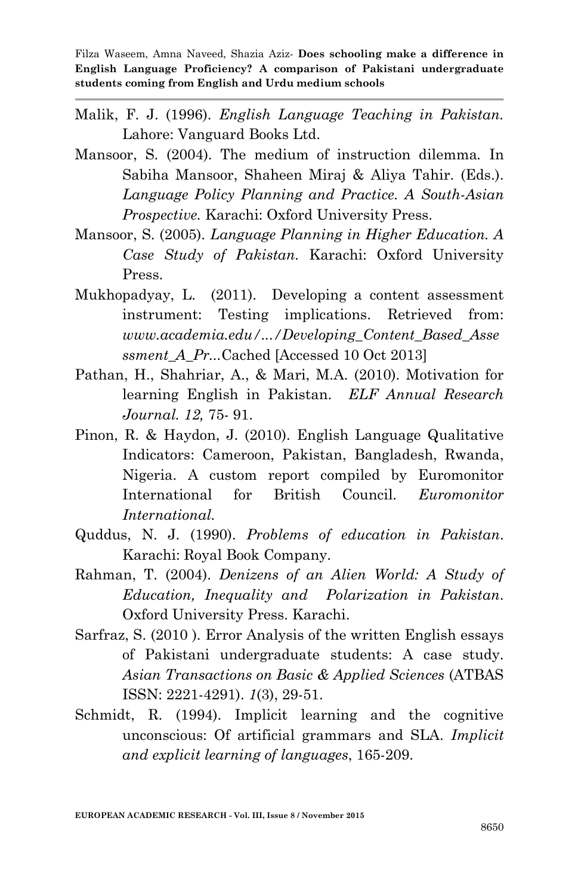Malik, F. J. (1996). *English Language Teaching in Pakistan.* Lahore: Vanguard Books Ltd.

Mansoor, S. (2004). The medium of instruction dilemma. In Sabiha Mansoor, Shaheen Miraj & Aliya Tahir. (Eds.). *Language Policy Planning and Practice. A South-Asian Prospective.* Karachi: Oxford University Press.

Mansoor, S. (2005). *Language Planning in Higher Education. A Case Study of Pakistan.* Karachi: Oxford University Press.

Mukhopadyay, L. (2011). Developing a content assessment instrument: Testing implications. Retrieved from: *www.academia.edu/.../Developing_Content_Based_Assessment_A_Pr...*Cached [Accessed 10 Oct 2013]

Pathan, H., Shahriar, A., & Mari, M.A. (2010). Motivation for learning English in Pakistan. *ELF Annual Research Journal. 12,* 75- 91.

Pinon, R. & Haydon, J. (2010). English Language Qualitative Indicators: Cameroon, Pakistan, Bangladesh, Rwanda, Nigeria. A custom report compiled by Euromonitor International for British Council. *Euromonitor International.*

Quddus, N. J. (1990). *Problems of education in Pakistan*. Karachi: Royal Book Company.

Rahman, T. (2004). *Denizens of an Alien World: A Study of Education, Inequality and Polarization in Pakistan*. Oxford University Press. Karachi.

Sarfraz, S. (2010 ). Error Analysis of the written English essays of Pakistani undergraduate students: A case study. *Asian Transactions on Basic & Applied Sciences* (ATBAS ISSN: 2221-4291). *1*(3), 29-51.

Schmidt, R. (1994). Implicit learning and the cognitive unconscious: Of artificial grammars and SLA. *Implicit and explicit learning of languages*, 165-209.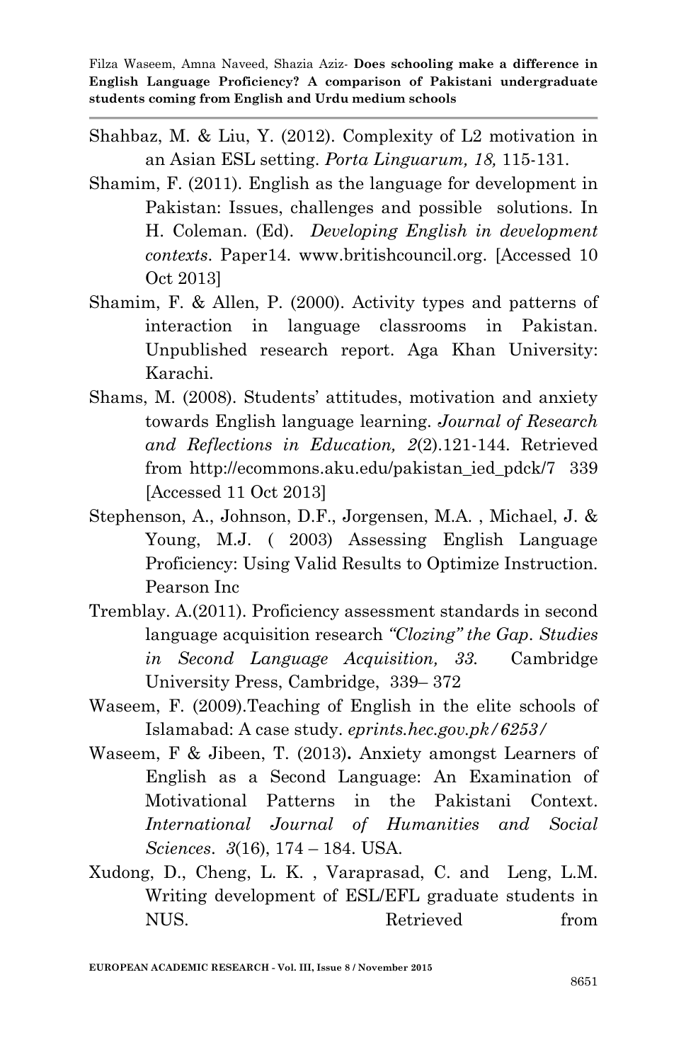Shahbaz, M. & Liu, Y. (2012). Complexity of L2 motivation in an Asian ESL setting. *Porta Linguarum, 18,* 115-131.

Shamim, F. (2011). English as the language for development in Pakistan: Issues, challenges and possible solutions. In H. Coleman. (Ed). *Developing English in development contexts*. Paper14. www.britishcouncil.org. [Accessed 10 Oct 2013]

Shamim, F. & Allen, P. (2000). Activity types and patterns of interaction in language classrooms in Pakistan. Unpublished research report. Aga Khan University: Karachi.

Shams, M. (2008). Students' attitudes, motivation and anxiety towards English language learning. *Journal of Research and Reflections in Education, 2*(2).121-144. Retrieved from http://ecommons.aku.edu/pakistan_ied_pdck/7 339 [Accessed 11 Oct 2013]

Stephenson, A., Johnson, D.F., Jorgensen, M.A. , Michael, J. & Young, M.J. ( 2003) Assessing English Language Proficiency: Using Valid Results to Optimize Instruction. Pearson Inc

Tremblay. A.(2011). Proficiency assessment standards in second language acquisition research *"Clozing" the Gap*. *Studies in Second Language Acquisition, 33.* Cambridge University Press, Cambridge, 339– 372

Waseem, F. (2009).Teaching of English in the elite schools of Islamabad: A case study. *eprints.hec.gov.pk/6253/*

Waseem, F & Jibeen, T. (2013)**.** Anxiety amongst Learners of English as a Second Language: An Examination of Motivational Patterns in the Pakistani Context. *International Journal of Humanities and Social Sciences*. *3*(16), 174 – 184. USA.

Xudong, D., Cheng, L. K. , Varaprasad, C. and Leng, L.M. Writing development of ESL/EFL graduate students in NUS. Retrieved from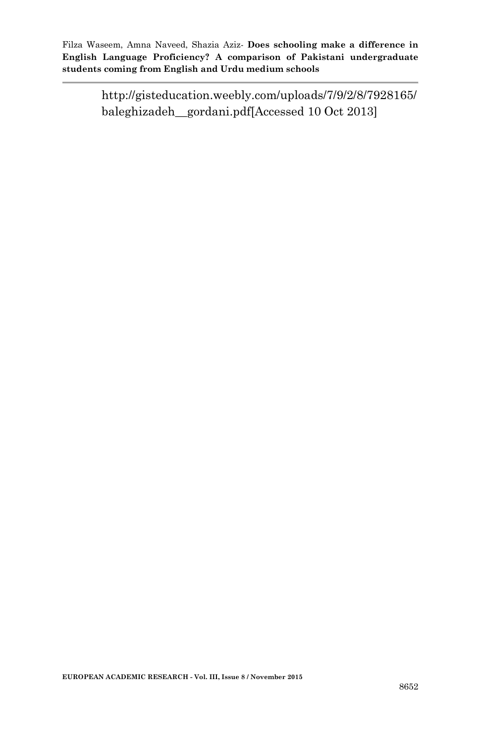http://gisteducation.weebly.com/uploads/7/9/2/8/7928165/baleghizadeh__gordani.pdf[Accessed 10 Oct 2013]